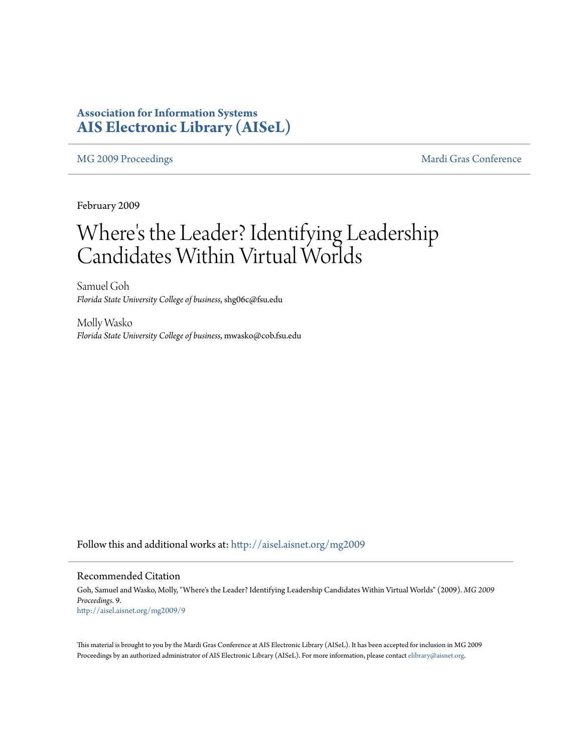**Association for Information Systems**
**AIS Electronic Library (AISeL)**

MG 2009 Proceedings | Mardi Gras Conference

February 2009

# Where's the Leader? Identifying Leadership Candidates Within Virtual Worlds

Samuel Goh
*Florida State University College of business*, shg06c@fsu.edu

Molly Wasko
*Florida State University College of business*, mwasko@cob.fsu.edu

Follow this and additional works at: http://aisel.aisnet.org/mg2009

## Recommended Citation

Goh, Samuel and Wasko, Molly, "Where's the Leader? Identifying Leadership Candidates Within Virtual Worlds" (2009). *MG 2009 Proceedings*. 9.
http://aisel.aisnet.org/mg2009/9

This material is brought to you by the Mardi Gras Conference at AIS Electronic Library (AISeL). It has been accepted for inclusion in MG 2009 Proceedings by an authorized administrator of AIS Electronic Library (AISeL). For more information, please contact elibrary@aisnet.org.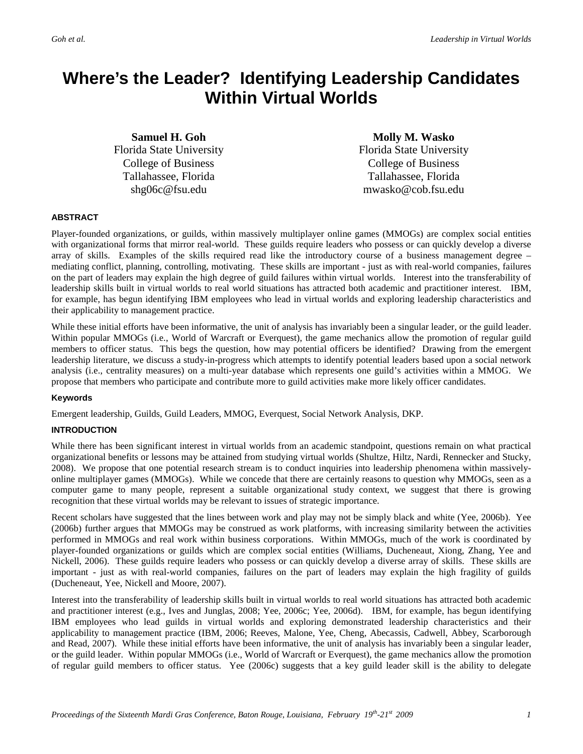# Where's the Leader? Identifying Leadership Candidates Within Virtual Worlds

**Samuel H. Goh**
Florida State University
College of Business
Tallahassee, Florida
shg06c@fsu.edu

**Molly M. Wasko**
Florida State University
College of Business
Tallahassee, Florida
mwasko@cob.fsu.edu

#### ABSTRACT

Player-founded organizations, or guilds, within massively multiplayer online games (MMOGs) are complex social entities with organizational forms that mirror real-world. These guilds require leaders who possess or can quickly develop a diverse array of skills. Examples of the skills required read like the introductory course of a business management degree – mediating conflict, planning, controlling, motivating. These skills are important - just as with real-world companies, failures on the part of leaders may explain the high degree of guild failures within virtual worlds. Interest into the transferability of leadership skills built in virtual worlds to real world situations has attracted both academic and practitioner interest. IBM, for example, has begun identifying IBM employees who lead in virtual worlds and exploring leadership characteristics and their applicability to management practice.

While these initial efforts have been informative, the unit of analysis has invariably been a singular leader, or the guild leader. Within popular MMOGs (i.e., World of Warcraft or Everquest), the game mechanics allow the promotion of regular guild members to officer status. This begs the question, how may potential officers be identified? Drawing from the emergent leadership literature, we discuss a study-in-progress which attempts to identify potential leaders based upon a social network analysis (i.e., centrality measures) on a multi-year database which represents one guild's activities within a MMOG. We propose that members who participate and contribute more to guild activities make more likely officer candidates.

#### Keywords

Emergent leadership, Guilds, Guild Leaders, MMOG, Everquest, Social Network Analysis, DKP.

#### INTRODUCTION

While there has been significant interest in virtual worlds from an academic standpoint, questions remain on what practical organizational benefits or lessons may be attained from studying virtual worlds (Shultze, Hiltz, Nardi, Rennecker and Stucky, 2008). We propose that one potential research stream is to conduct inquiries into leadership phenomena within massively-online multiplayer games (MMOGs). While we concede that there are certainly reasons to question why MMOGs, seen as a computer game to many people, represent a suitable organizational study context, we suggest that there is growing recognition that these virtual worlds may be relevant to issues of strategic importance.

Recent scholars have suggested that the lines between work and play may not be simply black and white (Yee, 2006b). Yee (2006b) further argues that MMOGs may be construed as work platforms, with increasing similarity between the activities performed in MMOGs and real work within business corporations. Within MMOGs, much of the work is coordinated by player-founded organizations or guilds which are complex social entities (Williams, Ducheneaut, Xiong, Zhang, Yee and Nickell, 2006). These guilds require leaders who possess or can quickly develop a diverse array of skills. These skills are important - just as with real-world companies, failures on the part of leaders may explain the high fragility of guilds (Ducheneaut, Yee, Nickell and Moore, 2007).

Interest into the transferability of leadership skills built in virtual worlds to real world situations has attracted both academic and practitioner interest (e.g., Ives and Junglas, 2008; Yee, 2006c; Yee, 2006d). IBM, for example, has begun identifying IBM employees who lead guilds in virtual worlds and exploring demonstrated leadership characteristics and their applicability to management practice (IBM, 2006; Reeves, Malone, Yee, Cheng, Abecassis, Cadwell, Abbey, Scarborough and Read, 2007). While these initial efforts have been informative, the unit of analysis has invariably been a singular leader, or the guild leader. Within popular MMOGs (i.e., World of Warcraft or Everquest), the game mechanics allow the promotion of regular guild members to officer status. Yee (2006c) suggests that a key guild leader skill is the ability to delegate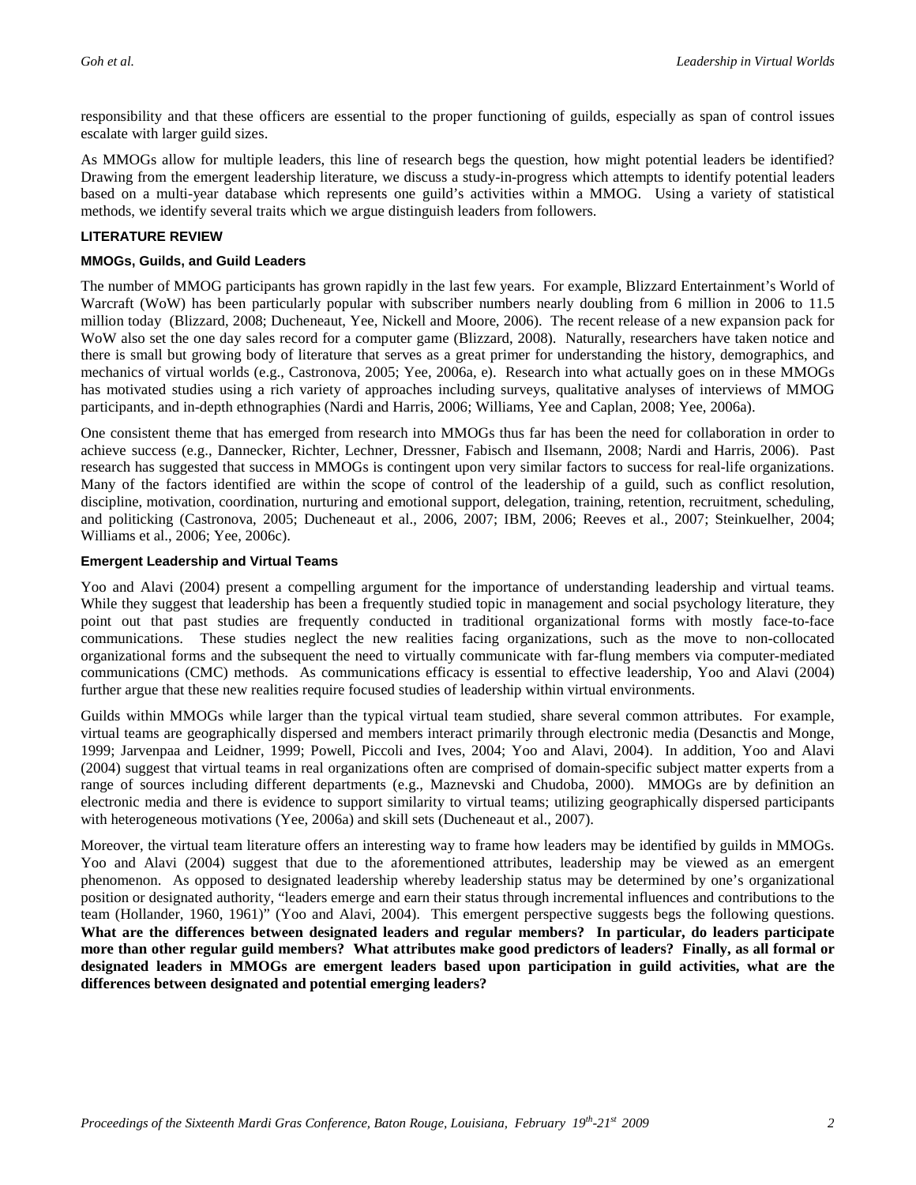responsibility and that these officers are essential to the proper functioning of guilds, especially as span of control issues escalate with larger guild sizes.

As MMOGs allow for multiple leaders, this line of research begs the question, how might potential leaders be identified? Drawing from the emergent leadership literature, we discuss a study-in-progress which attempts to identify potential leaders based on a multi-year database which represents one guild's activities within a MMOG. Using a variety of statistical methods, we identify several traits which we argue distinguish leaders from followers.

## LITERATURE REVIEW

### MMOGs, Guilds, and Guild Leaders

The number of MMOG participants has grown rapidly in the last few years. For example, Blizzard Entertainment's World of Warcraft (WoW) has been particularly popular with subscriber numbers nearly doubling from 6 million in 2006 to 11.5 million today (Blizzard, 2008; Ducheneaut, Yee, Nickell and Moore, 2006). The recent release of a new expansion pack for WoW also set the one day sales record for a computer game (Blizzard, 2008). Naturally, researchers have taken notice and there is small but growing body of literature that serves as a great primer for understanding the history, demographics, and mechanics of virtual worlds (e.g., Castronova, 2005; Yee, 2006a, e). Research into what actually goes on in these MMOGs has motivated studies using a rich variety of approaches including surveys, qualitative analyses of interviews of MMOG participants, and in-depth ethnographies (Nardi and Harris, 2006; Williams, Yee and Caplan, 2008; Yee, 2006a).

One consistent theme that has emerged from research into MMOGs thus far has been the need for collaboration in order to achieve success (e.g., Dannecker, Richter, Lechner, Dressner, Fabisch and Ilsemann, 2008; Nardi and Harris, 2006). Past research has suggested that success in MMOGs is contingent upon very similar factors to success for real-life organizations. Many of the factors identified are within the scope of control of the leadership of a guild, such as conflict resolution, discipline, motivation, coordination, nurturing and emotional support, delegation, training, retention, recruitment, scheduling, and politicking (Castronova, 2005; Ducheneaut et al., 2006, 2007; IBM, 2006; Reeves et al., 2007; Steinkuelher, 2004; Williams et al., 2006; Yee, 2006c).

### Emergent Leadership and Virtual Teams

Yoo and Alavi (2004) present a compelling argument for the importance of understanding leadership and virtual teams. While they suggest that leadership has been a frequently studied topic in management and social psychology literature, they point out that past studies are frequently conducted in traditional organizational forms with mostly face-to-face communications. These studies neglect the new realities facing organizations, such as the move to non-collocated organizational forms and the subsequent the need to virtually communicate with far-flung members via computer-mediated communications (CMC) methods. As communications efficacy is essential to effective leadership, Yoo and Alavi (2004) further argue that these new realities require focused studies of leadership within virtual environments.

Guilds within MMOGs while larger than the typical virtual team studied, share several common attributes. For example, virtual teams are geographically dispersed and members interact primarily through electronic media (Desanctis and Monge, 1999; Jarvenpaa and Leidner, 1999; Powell, Piccoli and Ives, 2004; Yoo and Alavi, 2004). In addition, Yoo and Alavi (2004) suggest that virtual teams in real organizations often are comprised of domain-specific subject matter experts from a range of sources including different departments (e.g., Maznevski and Chudoba, 2000). MMOGs are by definition an electronic media and there is evidence to support similarity to virtual teams; utilizing geographically dispersed participants with heterogeneous motivations (Yee, 2006a) and skill sets (Ducheneaut et al., 2007).

Moreover, the virtual team literature offers an interesting way to frame how leaders may be identified by guilds in MMOGs. Yoo and Alavi (2004) suggest that due to the aforementioned attributes, leadership may be viewed as an emergent phenomenon. As opposed to designated leadership whereby leadership status may be determined by one's organizational position or designated authority, "leaders emerge and earn their status through incremental influences and contributions to the team (Hollander, 1960, 1961)" (Yoo and Alavi, 2004). This emergent perspective suggests begs the following questions. **What are the differences between designated leaders and regular members? In particular, do leaders participate more than other regular guild members? What attributes make good predictors of leaders? Finally, as all formal or designated leaders in MMOGs are emergent leaders based upon participation in guild activities, what are the differences between designated and potential emerging leaders?**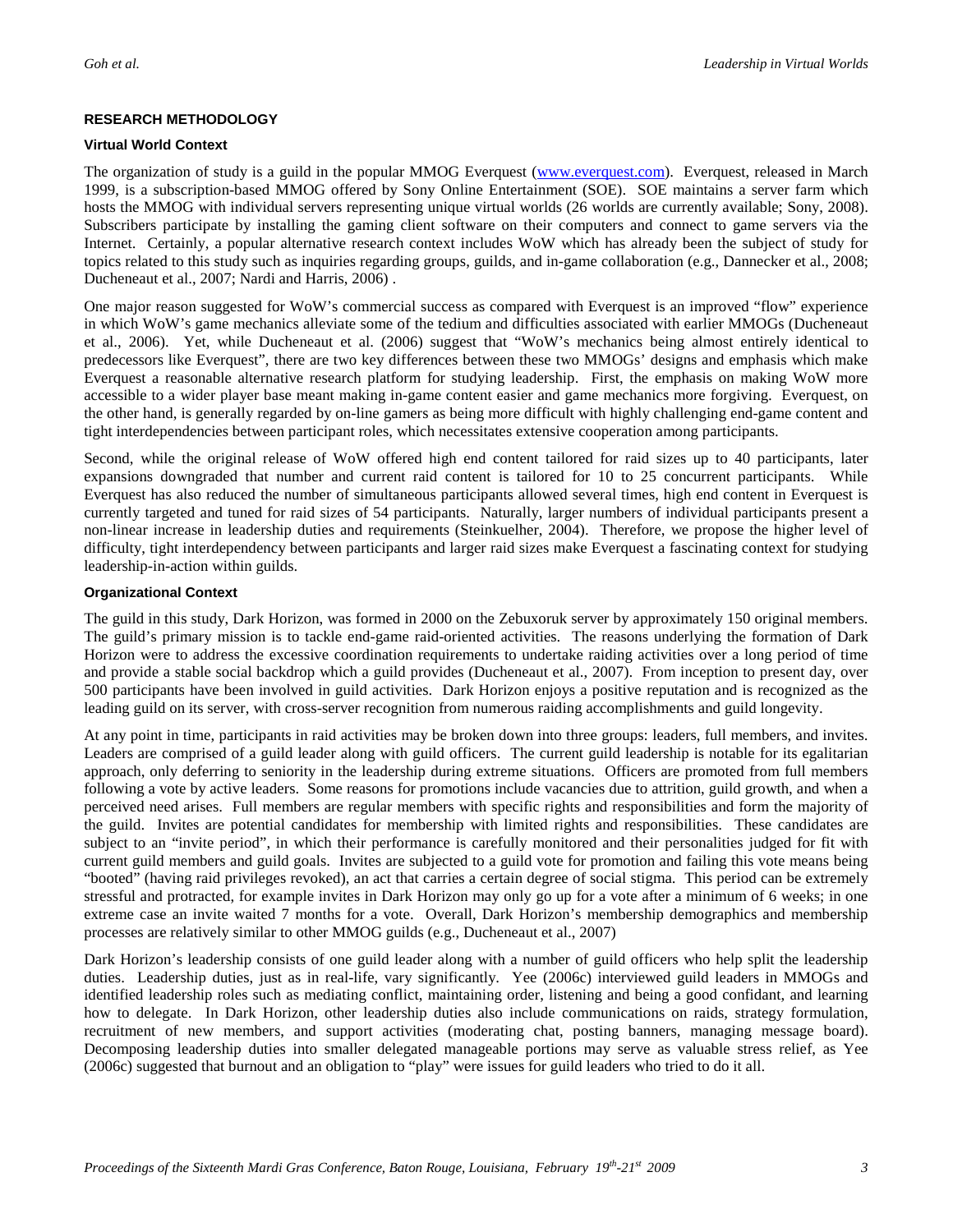## RESEARCH METHODOLOGY

### Virtual World Context

The organization of study is a guild in the popular MMOG Everquest (www.everquest.com). Everquest, released in March 1999, is a subscription-based MMOG offered by Sony Online Entertainment (SOE). SOE maintains a server farm which hosts the MMOG with individual servers representing unique virtual worlds (26 worlds are currently available; Sony, 2008). Subscribers participate by installing the gaming client software on their computers and connect to game servers via the Internet. Certainly, a popular alternative research context includes WoW which has already been the subject of study for topics related to this study such as inquiries regarding groups, guilds, and in-game collaboration (e.g., Dannecker et al., 2008; Ducheneaut et al., 2007; Nardi and Harris, 2006) .

One major reason suggested for WoW's commercial success as compared with Everquest is an improved "flow" experience in which WoW's game mechanics alleviate some of the tedium and difficulties associated with earlier MMOGs (Ducheneaut et al., 2006). Yet, while Ducheneaut et al. (2006) suggest that "WoW's mechanics being almost entirely identical to predecessors like Everquest", there are two key differences between these two MMOGs' designs and emphasis which make Everquest a reasonable alternative research platform for studying leadership. First, the emphasis on making WoW more accessible to a wider player base meant making in-game content easier and game mechanics more forgiving. Everquest, on the other hand, is generally regarded by on-line gamers as being more difficult with highly challenging end-game content and tight interdependencies between participant roles, which necessitates extensive cooperation among participants.

Second, while the original release of WoW offered high end content tailored for raid sizes up to 40 participants, later expansions downgraded that number and current raid content is tailored for 10 to 25 concurrent participants. While Everquest has also reduced the number of simultaneous participants allowed several times, high end content in Everquest is currently targeted and tuned for raid sizes of 54 participants. Naturally, larger numbers of individual participants present a non-linear increase in leadership duties and requirements (Steinkuelher, 2004). Therefore, we propose the higher level of difficulty, tight interdependency between participants and larger raid sizes make Everquest a fascinating context for studying leadership-in-action within guilds.

### Organizational Context

The guild in this study, Dark Horizon, was formed in 2000 on the Zebuxoruk server by approximately 150 original members. The guild's primary mission is to tackle end-game raid-oriented activities. The reasons underlying the formation of Dark Horizon were to address the excessive coordination requirements to undertake raiding activities over a long period of time and provide a stable social backdrop which a guild provides (Ducheneaut et al., 2007). From inception to present day, over 500 participants have been involved in guild activities. Dark Horizon enjoys a positive reputation and is recognized as the leading guild on its server, with cross-server recognition from numerous raiding accomplishments and guild longevity.

At any point in time, participants in raid activities may be broken down into three groups: leaders, full members, and invites. Leaders are comprised of a guild leader along with guild officers. The current guild leadership is notable for its egalitarian approach, only deferring to seniority in the leadership during extreme situations. Officers are promoted from full members following a vote by active leaders. Some reasons for promotions include vacancies due to attrition, guild growth, and when a perceived need arises. Full members are regular members with specific rights and responsibilities and form the majority of the guild. Invites are potential candidates for membership with limited rights and responsibilities. These candidates are subject to an "invite period", in which their performance is carefully monitored and their personalities judged for fit with current guild members and guild goals. Invites are subjected to a guild vote for promotion and failing this vote means being "booted" (having raid privileges revoked), an act that carries a certain degree of social stigma. This period can be extremely stressful and protracted, for example invites in Dark Horizon may only go up for a vote after a minimum of 6 weeks; in one extreme case an invite waited 7 months for a vote. Overall, Dark Horizon's membership demographics and membership processes are relatively similar to other MMOG guilds (e.g., Ducheneaut et al., 2007)

Dark Horizon's leadership consists of one guild leader along with a number of guild officers who help split the leadership duties. Leadership duties, just as in real-life, vary significantly. Yee (2006c) interviewed guild leaders in MMOGs and identified leadership roles such as mediating conflict, maintaining order, listening and being a good confidant, and learning how to delegate. In Dark Horizon, other leadership duties also include communications on raids, strategy formulation, recruitment of new members, and support activities (moderating chat, posting banners, managing message board). Decomposing leadership duties into smaller delegated manageable portions may serve as valuable stress relief, as Yee (2006c) suggested that burnout and an obligation to "play" were issues for guild leaders who tried to do it all.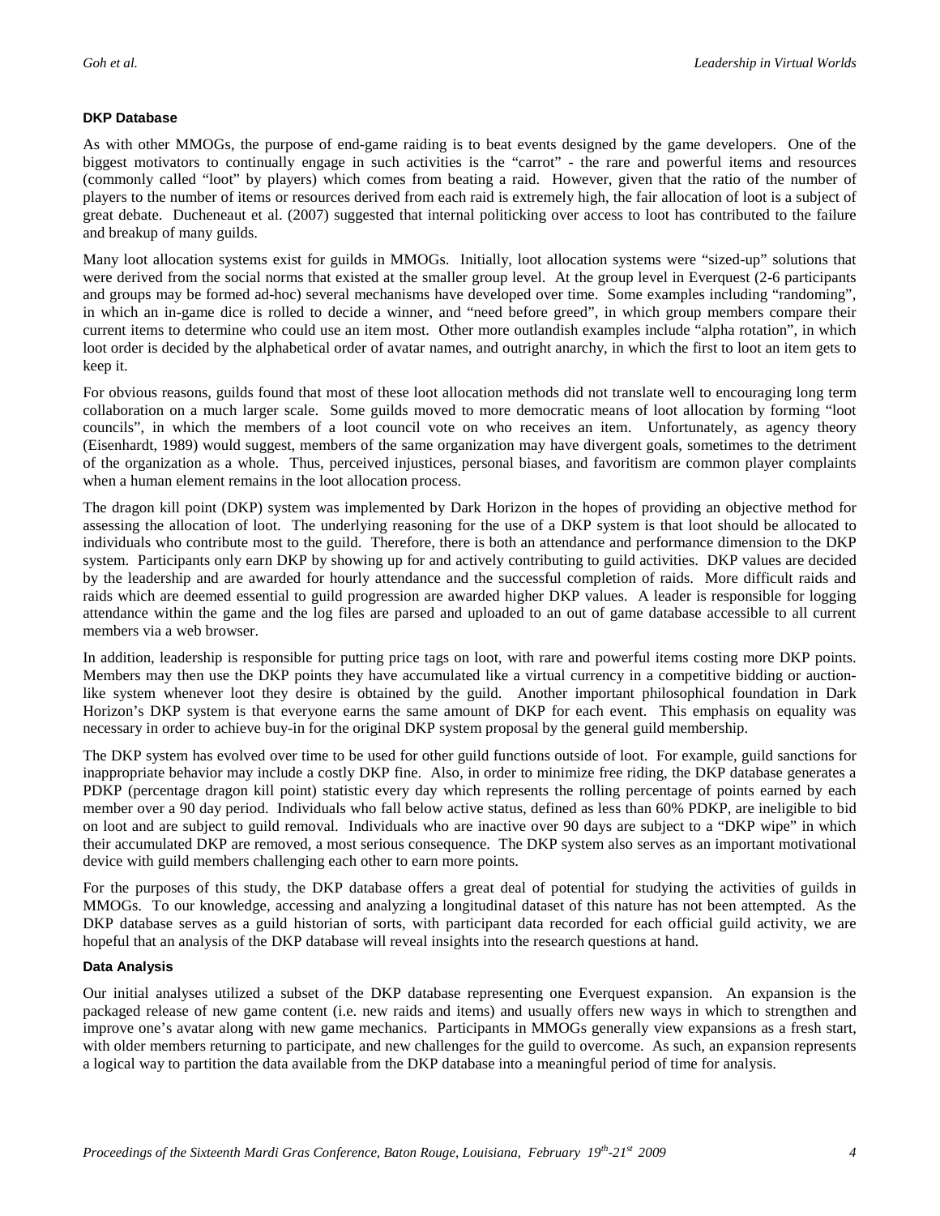### DKP Database

As with other MMOGs, the purpose of end-game raiding is to beat events designed by the game developers. One of the biggest motivators to continually engage in such activities is the "carrot" - the rare and powerful items and resources (commonly called "loot" by players) which comes from beating a raid. However, given that the ratio of the number of players to the number of items or resources derived from each raid is extremely high, the fair allocation of loot is a subject of great debate. Ducheneaut et al. (2007) suggested that internal politicking over access to loot has contributed to the failure and breakup of many guilds.

Many loot allocation systems exist for guilds in MMOGs. Initially, loot allocation systems were "sized-up" solutions that were derived from the social norms that existed at the smaller group level. At the group level in Everquest (2-6 participants and groups may be formed ad-hoc) several mechanisms have developed over time. Some examples including "randoming", in which an in-game dice is rolled to decide a winner, and "need before greed", in which group members compare their current items to determine who could use an item most. Other more outlandish examples include "alpha rotation", in which loot order is decided by the alphabetical order of avatar names, and outright anarchy, in which the first to loot an item gets to keep it.

For obvious reasons, guilds found that most of these loot allocation methods did not translate well to encouraging long term collaboration on a much larger scale. Some guilds moved to more democratic means of loot allocation by forming "loot councils", in which the members of a loot council vote on who receives an item. Unfortunately, as agency theory (Eisenhardt, 1989) would suggest, members of the same organization may have divergent goals, sometimes to the detriment of the organization as a whole. Thus, perceived injustices, personal biases, and favoritism are common player complaints when a human element remains in the loot allocation process.

The dragon kill point (DKP) system was implemented by Dark Horizon in the hopes of providing an objective method for assessing the allocation of loot. The underlying reasoning for the use of a DKP system is that loot should be allocated to individuals who contribute most to the guild. Therefore, there is both an attendance and performance dimension to the DKP system. Participants only earn DKP by showing up for and actively contributing to guild activities. DKP values are decided by the leadership and are awarded for hourly attendance and the successful completion of raids. More difficult raids and raids which are deemed essential to guild progression are awarded higher DKP values. A leader is responsible for logging attendance within the game and the log files are parsed and uploaded to an out of game database accessible to all current members via a web browser.

In addition, leadership is responsible for putting price tags on loot, with rare and powerful items costing more DKP points. Members may then use the DKP points they have accumulated like a virtual currency in a competitive bidding or auction-like system whenever loot they desire is obtained by the guild. Another important philosophical foundation in Dark Horizon's DKP system is that everyone earns the same amount of DKP for each event. This emphasis on equality was necessary in order to achieve buy-in for the original DKP system proposal by the general guild membership.

The DKP system has evolved over time to be used for other guild functions outside of loot. For example, guild sanctions for inappropriate behavior may include a costly DKP fine. Also, in order to minimize free riding, the DKP database generates a PDKP (percentage dragon kill point) statistic every day which represents the rolling percentage of points earned by each member over a 90 day period. Individuals who fall below active status, defined as less than 60% PDKP, are ineligible to bid on loot and are subject to guild removal. Individuals who are inactive over 90 days are subject to a "DKP wipe" in which their accumulated DKP are removed, a most serious consequence. The DKP system also serves as an important motivational device with guild members challenging each other to earn more points.

For the purposes of this study, the DKP database offers a great deal of potential for studying the activities of guilds in MMOGs. To our knowledge, accessing and analyzing a longitudinal dataset of this nature has not been attempted. As the DKP database serves as a guild historian of sorts, with participant data recorded for each official guild activity, we are hopeful that an analysis of the DKP database will reveal insights into the research questions at hand.

### Data Analysis

Our initial analyses utilized a subset of the DKP database representing one Everquest expansion. An expansion is the packaged release of new game content (i.e. new raids and items) and usually offers new ways in which to strengthen and improve one's avatar along with new game mechanics. Participants in MMOGs generally view expansions as a fresh start, with older members returning to participate, and new challenges for the guild to overcome. As such, an expansion represents a logical way to partition the data available from the DKP database into a meaningful period of time for analysis.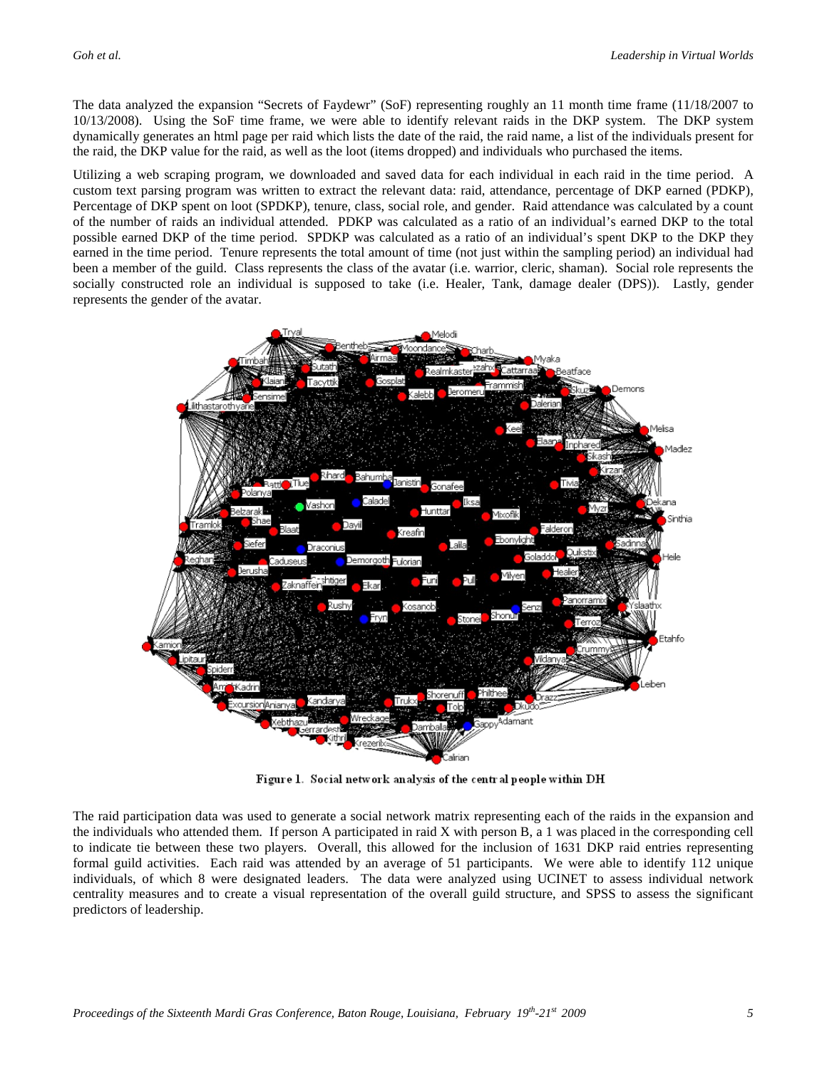The data analyzed the expansion "Secrets of Faydewr" (SoF) representing roughly an 11 month time frame (11/18/2007 to 10/13/2008). Using the SoF time frame, we were able to identify relevant raids in the DKP system. The DKP system dynamically generates an html page per raid which lists the date of the raid, the raid name, a list of the individuals present for the raid, the DKP value for the raid, as well as the loot (items dropped) and individuals who purchased the items.

Utilizing a web scraping program, we downloaded and saved data for each individual in each raid in the time period. A custom text parsing program was written to extract the relevant data: raid, attendance, percentage of DKP earned (PDKP), Percentage of DKP spent on loot (SPDKP), tenure, class, social role, and gender. Raid attendance was calculated by a count of the number of raids an individual attended. PDKP was calculated as a ratio of an individual's earned DKP to the total possible earned DKP of the time period. SPDKP was calculated as a ratio of an individual's spent DKP to the DKP they earned in the time period. Tenure represents the total amount of time (not just within the sampling period) an individual had been a member of the guild. Class represents the class of the avatar (i.e. warrior, cleric, shaman). Social role represents the socially constructed role an individual is supposed to take (i.e. Healer, Tank, damage dealer (DPS)). Lastly, gender represents the gender of the avatar.

**Figure 1. Social network analysis of the central people within DH**

The raid participation data was used to generate a social network matrix representing each of the raids in the expansion and the individuals who attended them. If person A participated in raid X with person B, a 1 was placed in the corresponding cell to indicate tie between these two players. Overall, this allowed for the inclusion of 1631 DKP raid entries representing formal guild activities. Each raid was attended by an average of 51 participants. We were able to identify 112 unique individuals, of which 8 were designated leaders. The data were analyzed using UCINET to assess individual network centrality measures and to create a visual representation of the overall guild structure, and SPSS to assess the significant predictors of leadership.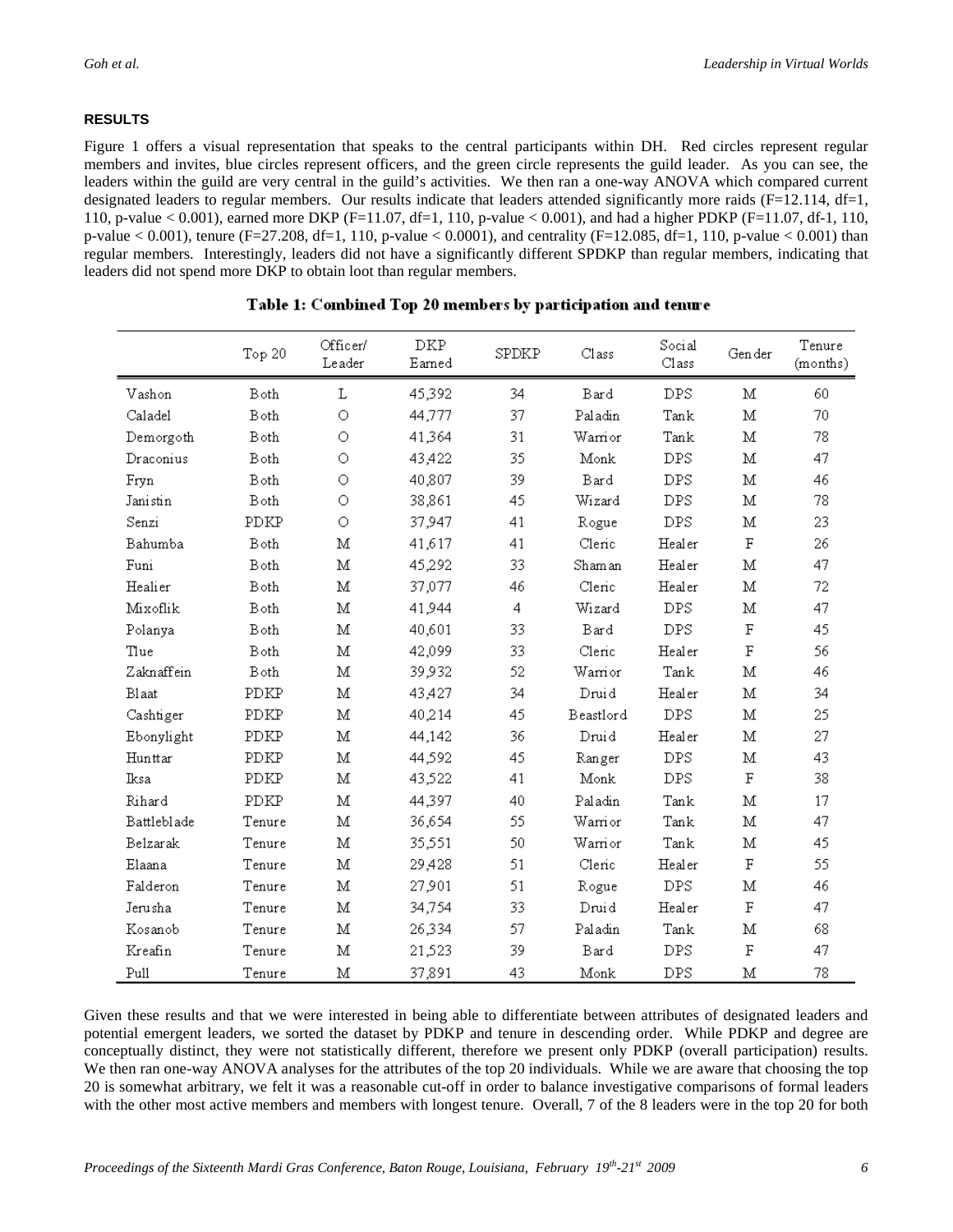### RESULTS

Figure 1 offers a visual representation that speaks to the central participants within DH. Red circles represent regular members and invites, blue circles represent officers, and the green circle represents the guild leader. As you can see, the leaders within the guild are very central in the guild's activities. We then ran a one-way ANOVA which compared current designated leaders to regular members. Our results indicate that leaders attended significantly more raids ($F=12.114$, $df=1, 110$, $p\text{-value} < 0.001$), earned more DKP ($F=11.07$, $df=1, 110$, $p\text{-value} < 0.001$), and had a higher PDKP ($F=11.07$, $df-1, 110$, $p\text{-value} < 0.001$), tenure ($F=27.208$, $df=1, 110$, $p\text{-value} < 0.0001$), and centrality ($F=12.085$, $df=1, 110$, $p\text{-value} < 0.001$) than regular members. Interestingly, leaders did not have a significantly different SPDKP than regular members, indicating that leaders did not spend more DKP to obtain loot than regular members.

**Table 1: Combined Top 20 members by participation and tenure**

| | Top 20 | Officer/ Leader | DKP Earned | SPDKP | Class | Social Class | Gender | Tenure (months) |
|---|---|---|---|---|---|---|---|---|
| Vashon | Both | L | 45,392 | 34 | Bard | DPS | M | 60 |
| Caladel | Both | O | 44,777 | 37 | Paladin | Tank | M | 70 |
| Demorgoth | Both | O | 41,364 | 31 | Warrior | Tank | M | 78 |
| Draconius | Both | O | 43,422 | 35 | Monk | DPS | M | 47 |
| Fryn | Both | O | 40,807 | 39 | Bard | DPS | M | 46 |
| Janistin | Both | O | 38,861 | 45 | Wizard | DPS | M | 78 |
| Senzi | PDKP | O | 37,947 | 41 | Rogue | DPS | M | 23 |
| Bahumba | Both | M | 41,617 | 41 | Cleric | Healer | F | 26 |
| Funi | Both | M | 45,292 | 33 | Shaman | Healer | M | 47 |
| Healier | Both | M | 37,077 | 46 | Cleric | Healer | M | 72 |
| Mixoflik | Both | M | 41,944 | 4 | Wizard | DPS | M | 47 |
| Polanya | Both | M | 40,601 | 33 | Bard | DPS | F | 45 |
| Tlue | Both | M | 42,099 | 33 | Cleric | Healer | F | 56 |
| Zaknaffein | Both | M | 39,932 | 52 | Warrior | Tank | M | 46 |
| Blaat | PDKP | M | 43,427 | 34 | Druid | Healer | M | 34 |
| Cashtiger | PDKP | M | 40,214 | 45 | Beastlord | DPS | M | 25 |
| Ebonylight | PDKP | M | 44,142 | 36 | Druid | Healer | M | 27 |
| Hunttar | PDKP | M | 44,592 | 45 | Ranger | DPS | M | 43 |
| Iksa | PDKP | M | 43,522 | 41 | Monk | DPS | F | 38 |
| Rihard | PDKP | M | 44,397 | 40 | Paladin | Tank | M | 17 |
| Battleblade | Tenure | M | 36,654 | 55 | Warrior | Tank | M | 47 |
| Belzarak | Tenure | M | 35,551 | 50 | Warrior | Tank | M | 45 |
| Elaana | Tenure | M | 29,428 | 51 | Cleric | Healer | F | 55 |
| Falderon | Tenure | M | 27,901 | 51 | Rogue | DPS | M | 46 |
| Jerusha | Tenure | M | 34,754 | 33 | Druid | Healer | F | 47 |
| Kosanob | Tenure | M | 26,334 | 57 | Paladin | Tank | M | 68 |
| Kreafin | Tenure | M | 21,523 | 39 | Bard | DPS | F | 47 |
| Pull | Tenure | M | 37,891 | 43 | Monk | DPS | M | 78 |

Given these results and that we were interested in being able to differentiate between attributes of designated leaders and potential emergent leaders, we sorted the dataset by PDKP and tenure in descending order. While PDKP and degree are conceptually distinct, they were not statistically different, therefore we present only PDKP (overall participation) results. We then ran one-way ANOVA analyses for the attributes of the top 20 individuals. While we are aware that choosing the top 20 is somewhat arbitrary, we felt it was a reasonable cut-off in order to balance investigative comparisons of formal leaders with the other most active members and members with longest tenure. Overall, 7 of the 8 leaders were in the top 20 for both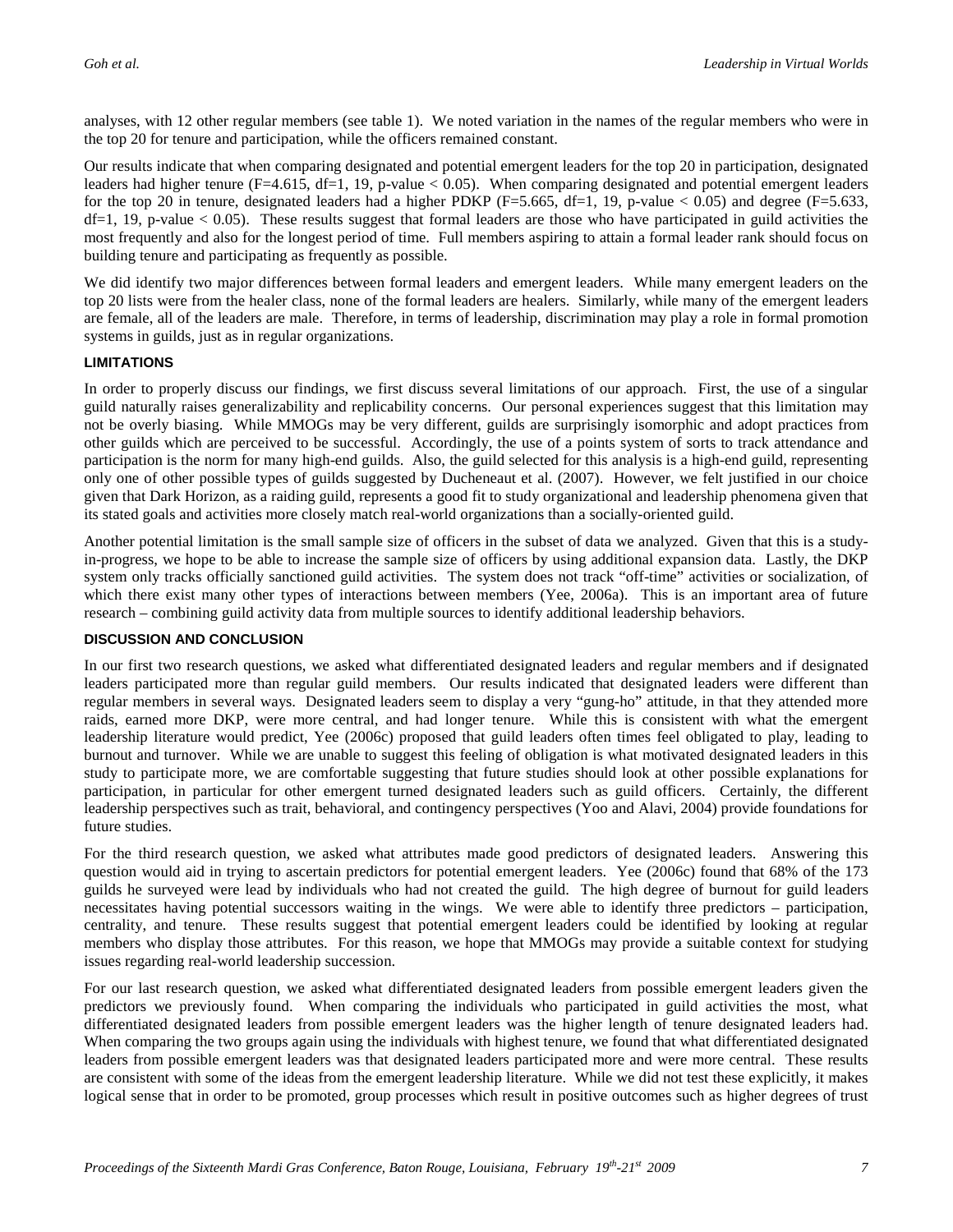analyses, with 12 other regular members (see table 1). We noted variation in the names of the regular members who were in the top 20 for tenure and participation, while the officers remained constant.

Our results indicate that when comparing designated and potential emergent leaders for the top 20 in participation, designated leaders had higher tenure ($F=4.615$, $df=1, 19$, p-value $< 0.05$). When comparing designated and potential emergent leaders for the top 20 in tenure, designated leaders had a higher PDKP ($F=5.665$, $df=1, 19$, p-value $< 0.05$) and degree ($F=5.633$, $df=1, 19$, p-value $< 0.05$). These results suggest that formal leaders are those who have participated in guild activities the most frequently and also for the longest period of time. Full members aspiring to attain a formal leader rank should focus on building tenure and participating as frequently as possible.

We did identify two major differences between formal leaders and emergent leaders. While many emergent leaders on the top 20 lists were from the healer class, none of the formal leaders are healers. Similarly, while many of the emergent leaders are female, all of the leaders are male. Therefore, in terms of leadership, discrimination may play a role in formal promotion systems in guilds, just as in regular organizations.

### LIMITATIONS

In order to properly discuss our findings, we first discuss several limitations of our approach. First, the use of a singular guild naturally raises generalizability and replicability concerns. Our personal experiences suggest that this limitation may not be overly biasing. While MMOGs may be very different, guilds are surprisingly isomorphic and adopt practices from other guilds which are perceived to be successful. Accordingly, the use of a points system of sorts to track attendance and participation is the norm for many high-end guilds. Also, the guild selected for this analysis is a high-end guild, representing only one of other possible types of guilds suggested by Ducheneaut et al. (2007). However, we felt justified in our choice given that Dark Horizon, as a raiding guild, represents a good fit to study organizational and leadership phenomena given that its stated goals and activities more closely match real-world organizations than a socially-oriented guild.

Another potential limitation is the small sample size of officers in the subset of data we analyzed. Given that this is a study-in-progress, we hope to be able to increase the sample size of officers by using additional expansion data. Lastly, the DKP system only tracks officially sanctioned guild activities. The system does not track "off-time" activities or socialization, of which there exist many other types of interactions between members (Yee, 2006a). This is an important area of future research – combining guild activity data from multiple sources to identify additional leadership behaviors.

### DISCUSSION AND CONCLUSION

In our first two research questions, we asked what differentiated designated leaders and regular members and if designated leaders participated more than regular guild members. Our results indicated that designated leaders were different than regular members in several ways. Designated leaders seem to display a very "gung-ho" attitude, in that they attended more raids, earned more DKP, were more central, and had longer tenure. While this is consistent with what the emergent leadership literature would predict, Yee (2006c) proposed that guild leaders often times feel obligated to play, leading to burnout and turnover. While we are unable to suggest this feeling of obligation is what motivated designated leaders in this study to participate more, we are comfortable suggesting that future studies should look at other possible explanations for participation, in particular for other emergent turned designated leaders such as guild officers. Certainly, the different leadership perspectives such as trait, behavioral, and contingency perspectives (Yoo and Alavi, 2004) provide foundations for future studies.

For the third research question, we asked what attributes made good predictors of designated leaders. Answering this question would aid in trying to ascertain predictors for potential emergent leaders. Yee (2006c) found that 68% of the 173 guilds he surveyed were lead by individuals who had not created the guild. The high degree of burnout for guild leaders necessitates having potential successors waiting in the wings. We were able to identify three predictors – participation, centrality, and tenure. These results suggest that potential emergent leaders could be identified by looking at regular members who display those attributes. For this reason, we hope that MMOGs may provide a suitable context for studying issues regarding real-world leadership succession.

For our last research question, we asked what differentiated designated leaders from possible emergent leaders given the predictors we previously found. When comparing the individuals who participated in guild activities the most, what differentiated designated leaders from possible emergent leaders was the higher length of tenure designated leaders had. When comparing the two groups again using the individuals with highest tenure, we found that what differentiated designated leaders from possible emergent leaders was that designated leaders participated more and were more central. These results are consistent with some of the ideas from the emergent leadership literature. While we did not test these explicitly, it makes logical sense that in order to be promoted, group processes which result in positive outcomes such as higher degrees of trust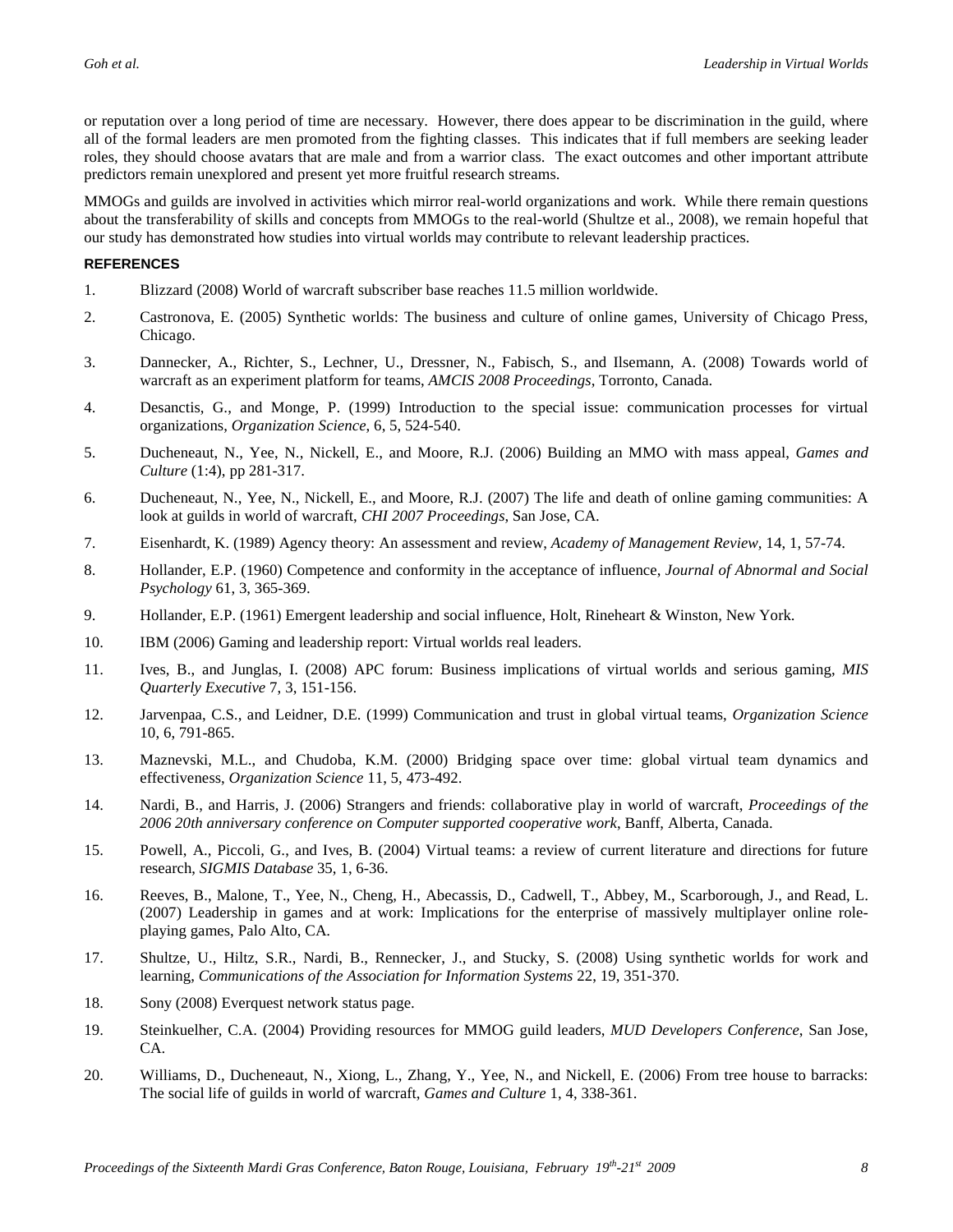or reputation over a long period of time are necessary. However, there does appear to be discrimination in the guild, where all of the formal leaders are men promoted from the fighting classes. This indicates that if full members are seeking leader roles, they should choose avatars that are male and from a warrior class. The exact outcomes and other important attribute predictors remain unexplored and present yet more fruitful research streams.

MMOGs and guilds are involved in activities which mirror real-world organizations and work. While there remain questions about the transferability of skills and concepts from MMOGs to the real-world (Shultze et al., 2008), we remain hopeful that our study has demonstrated how studies into virtual worlds may contribute to relevant leadership practices.

## REFERENCES

1. Blizzard (2008) World of warcraft subscriber base reaches 11.5 million worldwide.
2. Castronova, E. (2005) Synthetic worlds: The business and culture of online games, University of Chicago Press, Chicago.
3. Dannecker, A., Richter, S., Lechner, U., Dressner, N., Fabisch, S., and Ilsemann, A. (2008) Towards world of warcraft as an experiment platform for teams, *AMCIS 2008 Proceedings*, Torronto, Canada.
4. Desanctis, G., and Monge, P. (1999) Introduction to the special issue: communication processes for virtual organizations, *Organization Science*, 6, 5, 524-540.
5. Ducheneaut, N., Yee, N., Nickell, E., and Moore, R.J. (2006) Building an MMO with mass appeal, *Games and Culture* (1:4), pp 281-317.
6. Ducheneaut, N., Yee, N., Nickell, E., and Moore, R.J. (2007) The life and death of online gaming communities: A look at guilds in world of warcraft, *CHI 2007 Proceedings*, San Jose, CA.
7. Eisenhardt, K. (1989) Agency theory: An assessment and review, *Academy of Management Review*, 14, 1, 57-74.
8. Hollander, E.P. (1960) Competence and conformity in the acceptance of influence, *Journal of Abnormal and Social Psychology* 61, 3, 365-369.
9. Hollander, E.P. (1961) Emergent leadership and social influence, Holt, Rineheart & Winston, New York.
10. IBM (2006) Gaming and leadership report: Virtual worlds real leaders.
11. Ives, B., and Junglas, I. (2008) APC forum: Business implications of virtual worlds and serious gaming, *MIS Quarterly Executive* 7, 3, 151-156.
12. Jarvenpaa, C.S., and Leidner, D.E. (1999) Communication and trust in global virtual teams, *Organization Science* 10, 6, 791-865.
13. Maznevski, M.L., and Chudoba, K.M. (2000) Bridging space over time: global virtual team dynamics and effectiveness, *Organization Science* 11, 5, 473-492.
14. Nardi, B., and Harris, J. (2006) Strangers and friends: collaborative play in world of warcraft, *Proceedings of the 2006 20th anniversary conference on Computer supported cooperative work*, Banff, Alberta, Canada.
15. Powell, A., Piccoli, G., and Ives, B. (2004) Virtual teams: a review of current literature and directions for future research, *SIGMIS Database* 35, 1, 6-36.
16. Reeves, B., Malone, T., Yee, N., Cheng, H., Abecassis, D., Cadwell, T., Abbey, M., Scarborough, J., and Read, L. (2007) Leadership in games and at work: Implications for the enterprise of massively multiplayer online role-playing games, Palo Alto, CA.
17. Shultze, U., Hiltz, S.R., Nardi, B., Rennecker, J., and Stucky, S. (2008) Using synthetic worlds for work and learning, *Communications of the Association for Information Systems* 22, 19, 351-370.
18. Sony (2008) Everquest network status page.
19. Steinkuelher, C.A. (2004) Providing resources for MMOG guild leaders, *MUD Developers Conference*, San Jose, CA.
20. Williams, D., Ducheneaut, N., Xiong, L., Zhang, Y., Yee, N., and Nickell, E. (2006) From tree house to barracks: The social life of guilds in world of warcraft, *Games and Culture* 1, 4, 338-361.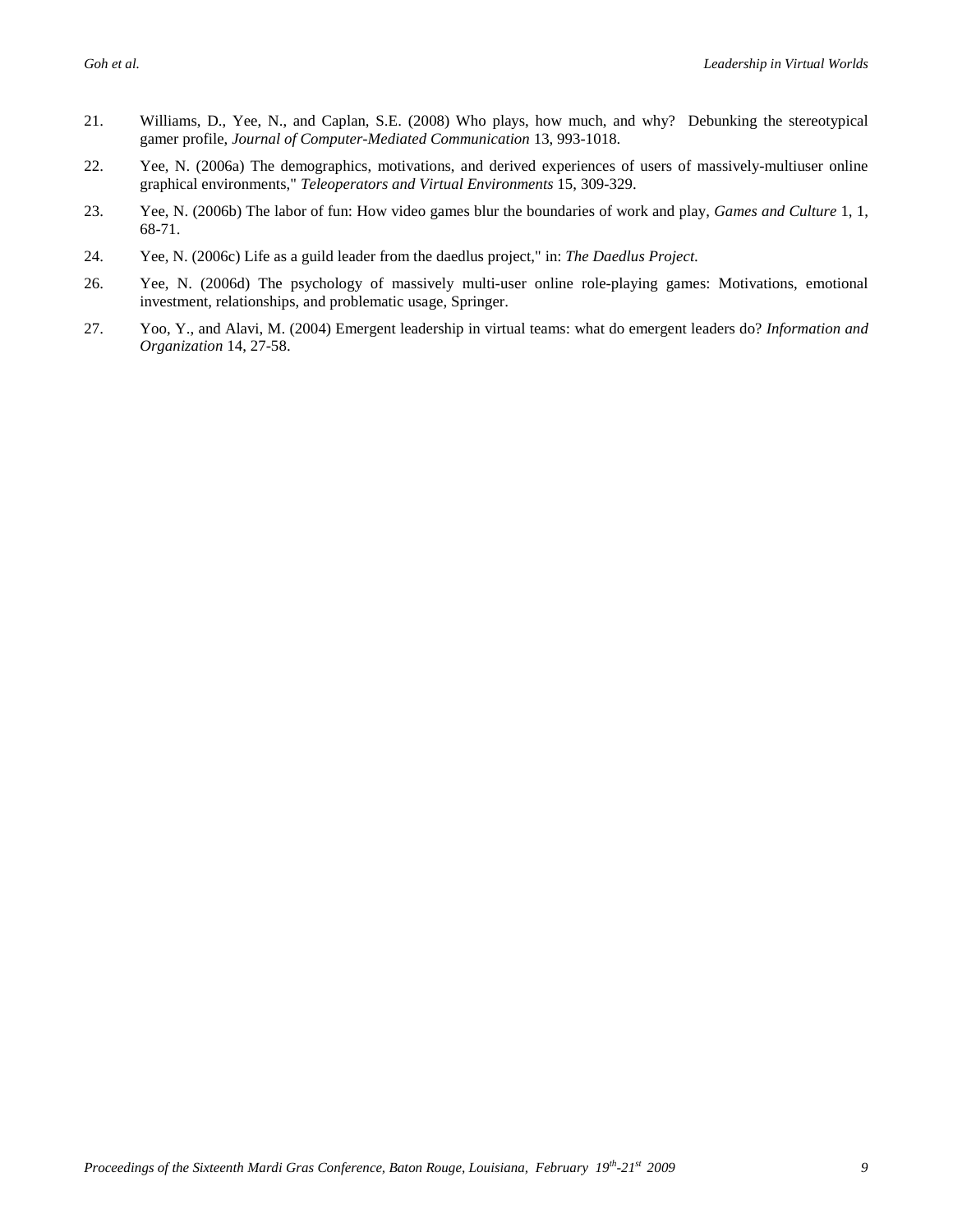21. Williams, D., Yee, N., and Caplan, S.E. (2008) Who plays, how much, and why? Debunking the stereotypical gamer profile, *Journal of Computer-Mediated Communication* 13, 993-1018.

22. Yee, N. (2006a) The demographics, motivations, and derived experiences of users of massively-multiuser online graphical environments," *Teleoperators and Virtual Environments* 15, 309-329.

23. Yee, N. (2006b) The labor of fun: How video games blur the boundaries of work and play, *Games and Culture* 1, 1, 68-71.

24. Yee, N. (2006c) Life as a guild leader from the daedlus project," in: *The Daedlus Project*.

26. Yee, N. (2006d) The psychology of massively multi-user online role-playing games: Motivations, emotional investment, relationships, and problematic usage, Springer.

27. Yoo, Y., and Alavi, M. (2004) Emergent leadership in virtual teams: what do emergent leaders do? *Information and Organization* 14, 27-58.